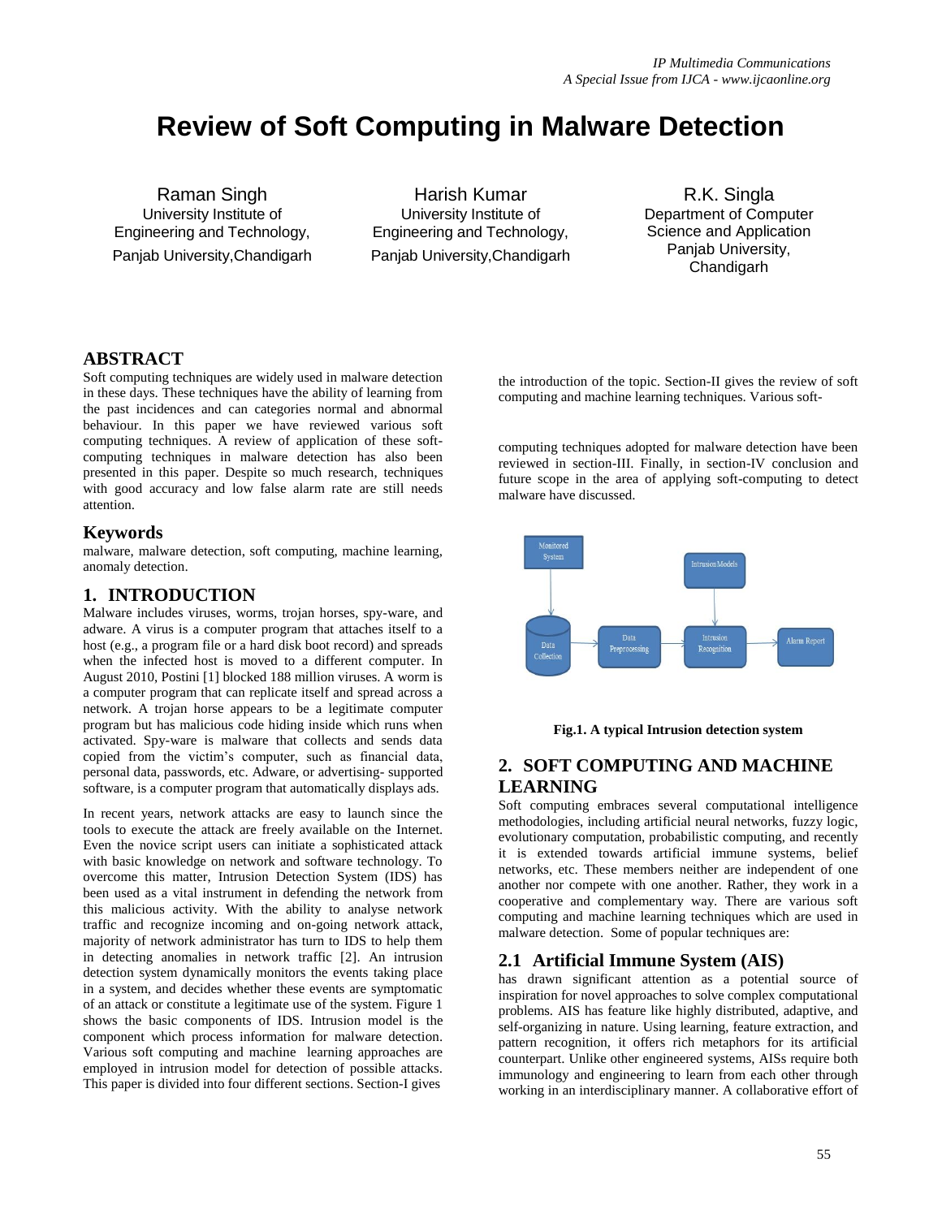# Review of Soft Computing in Malware Detection

Raman Singh
University Institute of Engineering and Technology,
Panjab University,Chandigarh

Harish Kumar
University Institute of Engineering and Technology,
Panjab University,Chandigarh

R.K. Singla
Department of Computer Science and Application
Panjab University, Chandigarh

## ABSTRACT

Soft computing techniques are widely used in malware detection in these days. These techniques have the ability of learning from the past incidences and can categories normal and abnormal behaviour. In this paper we have reviewed various soft computing techniques. A review of application of these soft-computing techniques in malware detection has also been presented in this paper. Despite so much research, techniques with good accuracy and low false alarm rate are still needs attention.

### Keywords

malware, malware detection, soft computing, machine learning, anomaly detection.

## 1. INTRODUCTION

Malware includes viruses, worms, trojan horses, spy-ware, and adware. A virus is a computer program that attaches itself to a host (e.g., a program file or a hard disk boot record) and spreads when the infected host is moved to a different computer. In August 2010, Postini [1] blocked 188 million viruses. A worm is a computer program that can replicate itself and spread across a network. A trojan horse appears to be a legitimate computer program but has malicious code hiding inside which runs when activated. Spy-ware is malware that collects and sends data copied from the victim's computer, such as financial data, personal data, passwords, etc. Adware, or advertising- supported software, is a computer program that automatically displays ads.

In recent years, network attacks are easy to launch since the tools to execute the attack are freely available on the Internet. Even the novice script users can initiate a sophisticated attack with basic knowledge on network and software technology. To overcome this matter, Intrusion Detection System (IDS) has been used as a vital instrument in defending the network from this malicious activity. With the ability to analyse network traffic and recognize incoming and on-going network attack, majority of network administrator has turn to IDS to help them in detecting anomalies in network traffic [2]. An intrusion detection system dynamically monitors the events taking place in a system, and decides whether these events are symptomatic of an attack or constitute a legitimate use of the system. Figure 1 shows the basic components of IDS. Intrusion model is the component which process information for malware detection. Various soft computing and machine learning approaches are employed in intrusion model for detection of possible attacks. This paper is divided into four different sections. Section-I gives the introduction of the topic. Section-II gives the review of soft computing and machine learning techniques. Various soft-computing techniques adopted for malware detection have been reviewed in section-III. Finally, in section-IV conclusion and future scope in the area of applying soft-computing to detect malware have discussed.

Monitored System → Data Collection → Data Preprocessing → Intrusion Recognition (← Intrusion Models) → Alarm Report

**Fig.1. A typical Intrusion detection system**

## 2. SOFT COMPUTING AND MACHINE LEARNING

Soft computing embraces several computational intelligence methodologies, including artificial neural networks, fuzzy logic, evolutionary computation, probabilistic computing, and recently it is extended towards artificial immune systems, belief networks, etc. These members neither are independent of one another nor compete with one another. Rather, they work in a cooperative and complementary way. There are various soft computing and machine learning techniques which are used in malware detection. Some of popular techniques are:

### 2.1 Artificial Immune System (AIS)

has drawn significant attention as a potential source of inspiration for novel approaches to solve complex computational problems. AIS has feature like highly distributed, adaptive, and self-organizing in nature. Using learning, feature extraction, and pattern recognition, it offers rich metaphors for its artificial counterpart. Unlike other engineered systems, AISs require both immunology and engineering to learn from each other through working in an interdisciplinary manner. A collaborative effort of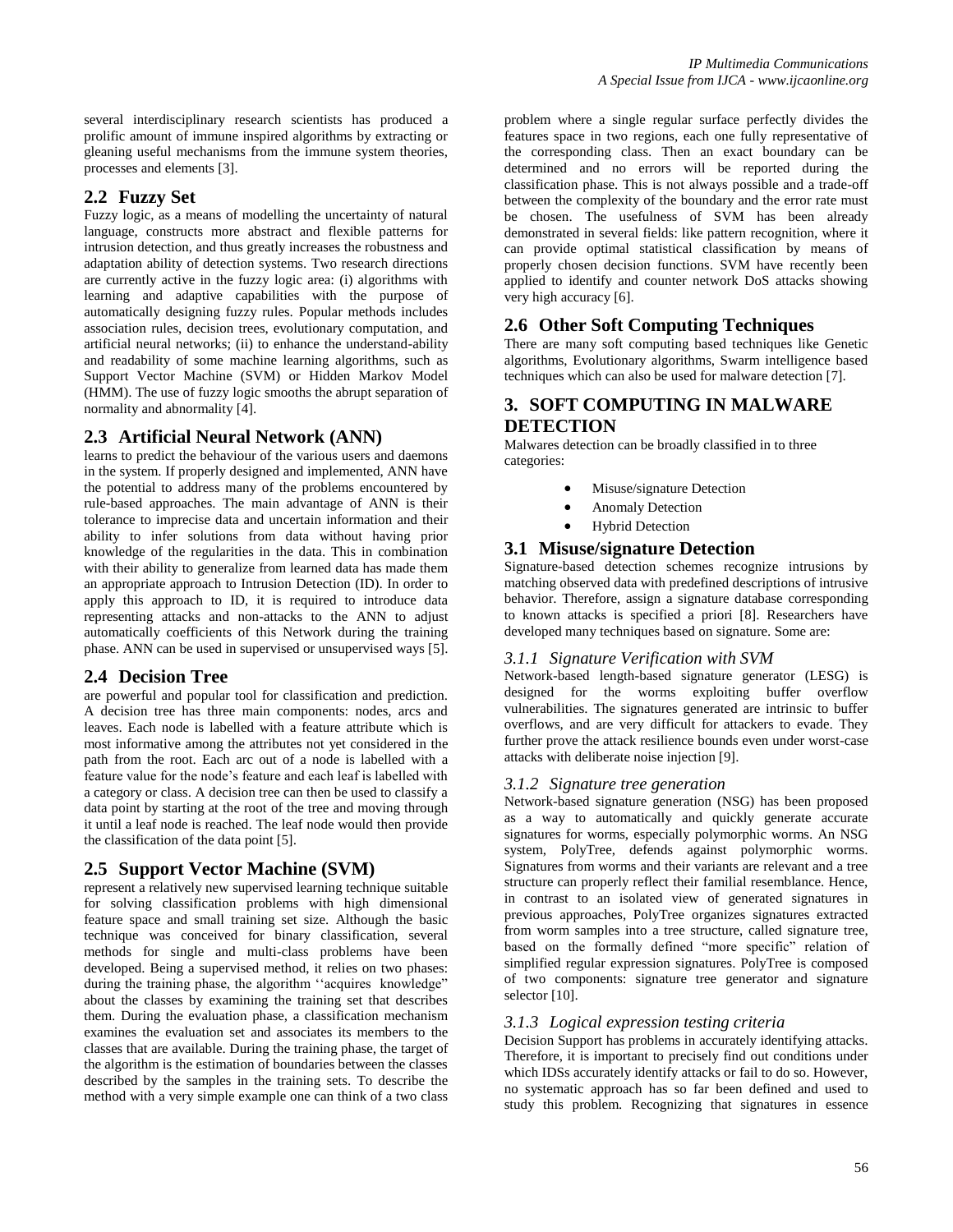several interdisciplinary research scientists has produced a prolific amount of immune inspired algorithms by extracting or gleaning useful mechanisms from the immune system theories, processes and elements [3].

## 2.2 Fuzzy Set

Fuzzy logic, as a means of modelling the uncertainty of natural language, constructs more abstract and flexible patterns for intrusion detection, and thus greatly increases the robustness and adaptation ability of detection systems. Two research directions are currently active in the fuzzy logic area: (i) algorithms with learning and adaptive capabilities with the purpose of automatically designing fuzzy rules. Popular methods includes association rules, decision trees, evolutionary computation, and artificial neural networks; (ii) to enhance the understand-ability and readability of some machine learning algorithms, such as Support Vector Machine (SVM) or Hidden Markov Model (HMM). The use of fuzzy logic smooths the abrupt separation of normality and abnormality [4].

## 2.3 Artificial Neural Network (ANN)

learns to predict the behaviour of the various users and daemons in the system. If properly designed and implemented, ANN have the potential to address many of the problems encountered by rule-based approaches. The main advantage of ANN is their tolerance to imprecise data and uncertain information and their ability to infer solutions from data without having prior knowledge of the regularities in the data. This in combination with their ability to generalize from learned data has made them an appropriate approach to Intrusion Detection (ID). In order to apply this approach to ID, it is required to introduce data representing attacks and non-attacks to the ANN to adjust automatically coefficients of this Network during the training phase. ANN can be used in supervised or unsupervised ways [5].

## 2.4 Decision Tree

are powerful and popular tool for classification and prediction. A decision tree has three main components: nodes, arcs and leaves. Each node is labelled with a feature attribute which is most informative among the attributes not yet considered in the path from the root. Each arc out of a node is labelled with a feature value for the node's feature and each leaf is labelled with a category or class. A decision tree can then be used to classify a data point by starting at the root of the tree and moving through it until a leaf node is reached. The leaf node would then provide the classification of the data point [5].

## 2.5 Support Vector Machine (SVM)

represent a relatively new supervised learning technique suitable for solving classification problems with high dimensional feature space and small training set size. Although the basic technique was conceived for binary classification, several methods for single and multi-class problems have been developed. Being a supervised method, it relies on two phases: during the training phase, the algorithm ''acquires knowledge" about the classes by examining the training set that describes them. During the evaluation phase, a classification mechanism examines the evaluation set and associates its members to the classes that are available. During the training phase, the target of the algorithm is the estimation of boundaries between the classes described by the samples in the training sets. To describe the method with a very simple example one can think of a two class problem where a single regular surface perfectly divides the features space in two regions, each one fully representative of the corresponding class. Then an exact boundary can be determined and no errors will be reported during the classification phase. This is not always possible and a trade-off between the complexity of the boundary and the error rate must be chosen. The usefulness of SVM has been already demonstrated in several fields: like pattern recognition, where it can provide optimal statistical classification by means of properly chosen decision functions. SVM have recently been applied to identify and counter network DoS attacks showing very high accuracy [6].

## 2.6 Other Soft Computing Techniques

There are many soft computing based techniques like Genetic algorithms, Evolutionary algorithms, Swarm intelligence based techniques which can also be used for malware detection [7].

# 3. SOFT COMPUTING IN MALWARE DETECTION

Malwares detection can be broadly classified in to three categories:

- Misuse/signature Detection
- Anomaly Detection
- Hybrid Detection

## 3.1 Misuse/signature Detection

Signature-based detection schemes recognize intrusions by matching observed data with predefined descriptions of intrusive behavior. Therefore, assign a signature database corresponding to known attacks is specified a priori [8]. Researchers have developed many techniques based on signature. Some are:

### *3.1.1 Signature Verification with SVM*

Network-based length-based signature generator (LESG) is designed for the worms exploiting buffer overflow vulnerabilities. The signatures generated are intrinsic to buffer overflows, and are very difficult for attackers to evade. They further prove the attack resilience bounds even under worst-case attacks with deliberate noise injection [9].

### *3.1.2 Signature tree generation*

Network-based signature generation (NSG) has been proposed as a way to automatically and quickly generate accurate signatures for worms, especially polymorphic worms. An NSG system, PolyTree, defends against polymorphic worms. Signatures from worms and their variants are relevant and a tree structure can properly reflect their familial resemblance. Hence, in contrast to an isolated view of generated signatures in previous approaches, PolyTree organizes signatures extracted from worm samples into a tree structure, called signature tree, based on the formally defined "more specific" relation of simplified regular expression signatures. PolyTree is composed of two components: signature tree generator and signature selector [10].

### *3.1.3 Logical expression testing criteria*

Decision Support has problems in accurately identifying attacks. Therefore, it is important to precisely find out conditions under which IDSs accurately identify attacks or fail to do so. However, no systematic approach has so far been defined and used to study this problem. Recognizing that signatures in essence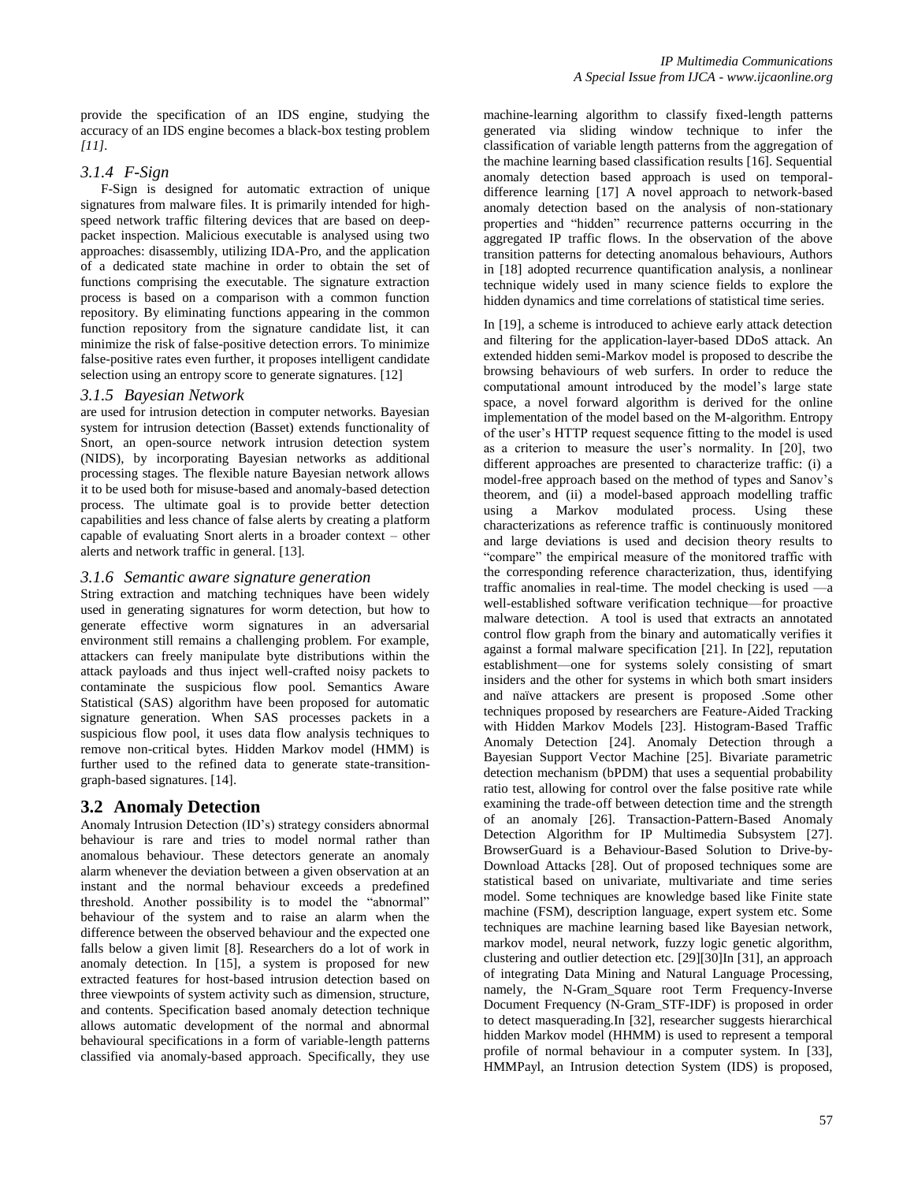provide the specification of an IDS engine, studying the accuracy of an IDS engine becomes a black-box testing problem *[11]*.

### *3.1.4 F-Sign*

F-Sign is designed for automatic extraction of unique signatures from malware files. It is primarily intended for high-speed network traffic filtering devices that are based on deep-packet inspection. Malicious executable is analysed using two approaches: disassembly, utilizing IDA-Pro, and the application of a dedicated state machine in order to obtain the set of functions comprising the executable. The signature extraction process is based on a comparison with a common function repository. By eliminating functions appearing in the common function repository from the signature candidate list, it can minimize the risk of false-positive detection errors. To minimize false-positive rates even further, it proposes intelligent candidate selection using an entropy score to generate signatures. [12]

### *3.1.5 Bayesian Network*

are used for intrusion detection in computer networks. Bayesian system for intrusion detection (Basset) extends functionality of Snort, an open-source network intrusion detection system (NIDS), by incorporating Bayesian networks as additional processing stages. The flexible nature Bayesian network allows it to be used both for misuse-based and anomaly-based detection process. The ultimate goal is to provide better detection capabilities and less chance of false alerts by creating a platform capable of evaluating Snort alerts in a broader context – other alerts and network traffic in general. [13].

### *3.1.6 Semantic aware signature generation*

String extraction and matching techniques have been widely used in generating signatures for worm detection, but how to generate effective worm signatures in an adversarial environment still remains a challenging problem. For example, attackers can freely manipulate byte distributions within the attack payloads and thus inject well-crafted noisy packets to contaminate the suspicious flow pool. Semantics Aware Statistical (SAS) algorithm have been proposed for automatic signature generation. When SAS processes packets in a suspicious flow pool, it uses data flow analysis techniques to remove non-critical bytes. Hidden Markov model (HMM) is further used to the refined data to generate state-transition-graph-based signatures. [14].

## 3.2 Anomaly Detection

Anomaly Intrusion Detection (ID's) strategy considers abnormal behaviour is rare and tries to model normal rather than anomalous behaviour. These detectors generate an anomaly alarm whenever the deviation between a given observation at an instant and the normal behaviour exceeds a predefined threshold. Another possibility is to model the "abnormal" behaviour of the system and to raise an alarm when the difference between the observed behaviour and the expected one falls below a given limit [8]. Researchers do a lot of work in anomaly detection. In [15], a system is proposed for new extracted features for host-based intrusion detection based on three viewpoints of system activity such as dimension, structure, and contents. Specification based anomaly detection technique allows automatic development of the normal and abnormal behavioural specifications in a form of variable-length patterns classified via anomaly-based approach. Specifically, they use machine-learning algorithm to classify fixed-length patterns generated via sliding window technique to infer the classification of variable length patterns from the aggregation of the machine learning based classification results [16]. Sequential anomaly detection based approach is used on temporal-difference learning [17] A novel approach to network-based anomaly detection based on the analysis of non-stationary properties and "hidden" recurrence patterns occurring in the aggregated IP traffic flows. In the observation of the above transition patterns for detecting anomalous behaviours, Authors in [18] adopted recurrence quantification analysis, a nonlinear technique widely used in many science fields to explore the hidden dynamics and time correlations of statistical time series.

In [19], a scheme is introduced to achieve early attack detection and filtering for the application-layer-based DDoS attack. An extended hidden semi-Markov model is proposed to describe the browsing behaviours of web surfers. In order to reduce the computational amount introduced by the model's large state space, a novel forward algorithm is derived for the online implementation of the model based on the M-algorithm. Entropy of the user's HTTP request sequence fitting to the model is used as a criterion to measure the user's normality. In [20], two different approaches are presented to characterize traffic: (i) a model-free approach based on the method of types and Sanov's theorem, and (ii) a model-based approach modelling traffic using a Markov modulated process. Using these characterizations as reference traffic is continuously monitored and large deviations is used and decision theory results to "compare" the empirical measure of the monitored traffic with the corresponding reference characterization, thus, identifying traffic anomalies in real-time. The model checking is used —a well-established software verification technique—for proactive malware detection. A tool is used that extracts an annotated control flow graph from the binary and automatically verifies it against a formal malware specification [21]. In [22], reputation establishment—one for systems solely consisting of smart insiders and the other for systems in which both smart insiders and naïve attackers are present is proposed .Some other techniques proposed by researchers are Feature-Aided Tracking with Hidden Markov Models [23]. Histogram-Based Traffic Anomaly Detection [24]. Anomaly Detection through a Bayesian Support Vector Machine [25]. Bivariate parametric detection mechanism (bPDM) that uses a sequential probability ratio test, allowing for control over the false positive rate while examining the trade-off between detection time and the strength of an anomaly [26]. Transaction-Pattern-Based Anomaly Detection Algorithm for IP Multimedia Subsystem [27]. BrowserGuard is a Behaviour-Based Solution to Drive-by-Download Attacks [28]. Out of proposed techniques some are statistical based on univariate, multivariate and time series model. Some techniques are knowledge based like Finite state machine (FSM), description language, expert system etc. Some techniques are machine learning based like Bayesian network, markov model, neural network, fuzzy logic genetic algorithm, clustering and outlier detection etc. [29][30]In [31], an approach of integrating Data Mining and Natural Language Processing, namely, the N-Gram_Square root Term Frequency-Inverse Document Frequency (N-Gram_STF-IDF) is proposed in order to detect masquerading.In [32], researcher suggests hierarchical hidden Markov model (HHMM) is used to represent a temporal profile of normal behaviour in a computer system. In [33], HMMPayl, an Intrusion detection System (IDS) is proposed,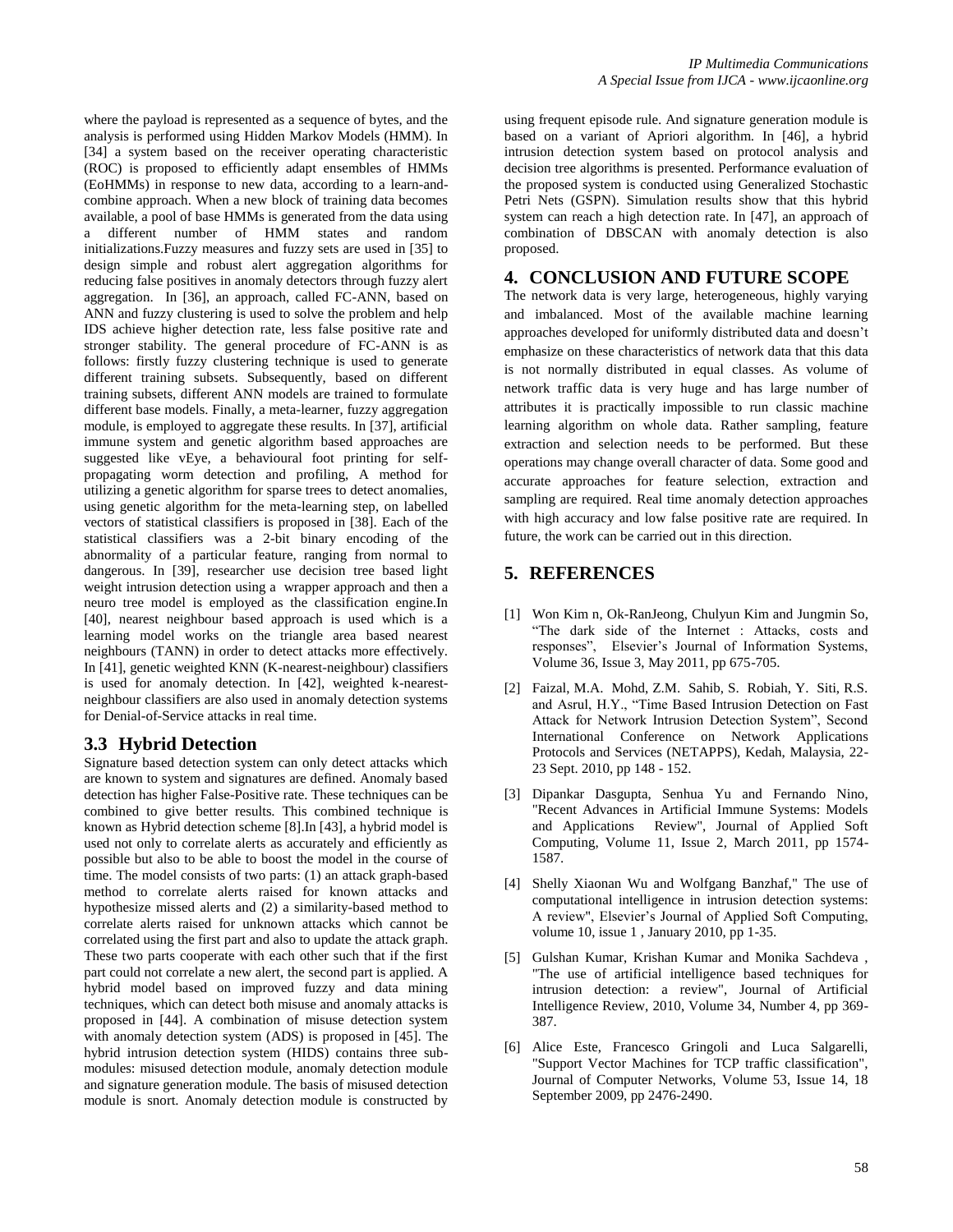where the payload is represented as a sequence of bytes, and the analysis is performed using Hidden Markov Models (HMM). In [34] a system based on the receiver operating characteristic (ROC) is proposed to efficiently adapt ensembles of HMMs (EoHMMs) in response to new data, according to a learn-and-combine approach. When a new block of training data becomes available, a pool of base HMMs is generated from the data using a different number of HMM states and random initializations.Fuzzy measures and fuzzy sets are used in [35] to design simple and robust alert aggregation algorithms for reducing false positives in anomaly detectors through fuzzy alert aggregation. In [36], an approach, called FC-ANN, based on ANN and fuzzy clustering is used to solve the problem and help IDS achieve higher detection rate, less false positive rate and stronger stability. The general procedure of FC-ANN is as follows: firstly fuzzy clustering technique is used to generate different training subsets. Subsequently, based on different training subsets, different ANN models are trained to formulate different base models. Finally, a meta-learner, fuzzy aggregation module, is employed to aggregate these results. In [37], artificial immune system and genetic algorithm based approaches are suggested like vEye, a behavioural foot printing for self-propagating worm detection and profiling, A method for utilizing a genetic algorithm for sparse trees to detect anomalies, using genetic algorithm for the meta-learning step, on labelled vectors of statistical classifiers is proposed in [38]. Each of the statistical classifiers was a 2-bit binary encoding of the abnormality of a particular feature, ranging from normal to dangerous. In [39], researcher use decision tree based light weight intrusion detection using a wrapper approach and then a neuro tree model is employed as the classification engine.In [40], nearest neighbour based approach is used which is a learning model works on the triangle area based nearest neighbours (TANN) in order to detect attacks more effectively. In [41], genetic weighted KNN (K-nearest-neighbour) classifiers is used for anomaly detection. In [42], weighted k-nearest-neighbour classifiers are also used in anomaly detection systems for Denial-of-Service attacks in real time.

### 3.3 Hybrid Detection

Signature based detection system can only detect attacks which are known to system and signatures are defined. Anomaly based detection has higher False-Positive rate. These techniques can be combined to give better results. This combined technique is known as Hybrid detection scheme [8].In [43], a hybrid model is used not only to correlate alerts as accurately and efficiently as possible but also to be able to boost the model in the course of time. The model consists of two parts: (1) an attack graph-based method to correlate alerts raised for known attacks and hypothesize missed alerts and (2) a similarity-based method to correlate alerts raised for unknown attacks which cannot be correlated using the first part and also to update the attack graph. These two parts cooperate with each other such that if the first part could not correlate a new alert, the second part is applied. A hybrid model based on improved fuzzy and data mining techniques, which can detect both misuse and anomaly attacks is proposed in [44]. A combination of misuse detection system with anomaly detection system (ADS) is proposed in [45]. The hybrid intrusion detection system (HIDS) contains three sub-modules: misused detection module, anomaly detection module and signature generation module. The basis of misused detection module is snort. Anomaly detection module is constructed by using frequent episode rule. And signature generation module is based on a variant of Apriori algorithm. In [46], a hybrid intrusion detection system based on protocol analysis and decision tree algorithms is presented. Performance evaluation of the proposed system is conducted using Generalized Stochastic Petri Nets (GSPN). Simulation results show that this hybrid system can reach a high detection rate. In [47], an approach of combination of DBSCAN with anomaly detection is also proposed.

## 4. CONCLUSION AND FUTURE SCOPE

The network data is very large, heterogeneous, highly varying and imbalanced. Most of the available machine learning approaches developed for uniformly distributed data and doesn't emphasize on these characteristics of network data that this data is not normally distributed in equal classes. As volume of network traffic data is very huge and has large number of attributes it is practically impossible to run classic machine learning algorithm on whole data. Rather sampling, feature extraction and selection needs to be performed. But these operations may change overall character of data. Some good and accurate approaches for feature selection, extraction and sampling are required. Real time anomaly detection approaches with high accuracy and low false positive rate are required. In future, the work can be carried out in this direction.

## 5. REFERENCES

[1] Won Kim n, Ok-RanJeong, Chulyun Kim and Jungmin So, "The dark side of the Internet : Attacks, costs and responses", Elsevier's Journal of Information Systems, Volume 36, Issue 3, May 2011, pp 675-705.

[2] Faizal, M.A. Mohd, Z.M. Sahib, S. Robiah, Y. Siti, R.S. and Asrul, H.Y., "Time Based Intrusion Detection on Fast Attack for Network Intrusion Detection System", Second International Conference on Network Applications Protocols and Services (NETAPPS), Kedah, Malaysia, 22-23 Sept. 2010, pp 148 - 152.

[3] Dipankar Dasgupta, Senhua Yu and Fernando Nino, "Recent Advances in Artificial Immune Systems: Models and Applications Review", Journal of Applied Soft Computing, Volume 11, Issue 2, March 2011, pp 1574-1587.

[4] Shelly Xiaonan Wu and Wolfgang Banzhaf," The use of computational intelligence in intrusion detection systems: A review", Elsevier's Journal of Applied Soft Computing, volume 10, issue 1 , January 2010, pp 1-35.

[5] Gulshan Kumar, Krishan Kumar and Monika Sachdeva , "The use of artificial intelligence based techniques for intrusion detection: a review", Journal of Artificial Intelligence Review, 2010, Volume 34, Number 4, pp 369-387.

[6] Alice Este, Francesco Gringoli and Luca Salgarelli, "Support Vector Machines for TCP traffic classification", Journal of Computer Networks, Volume 53, Issue 14, 18 September 2009, pp 2476-2490.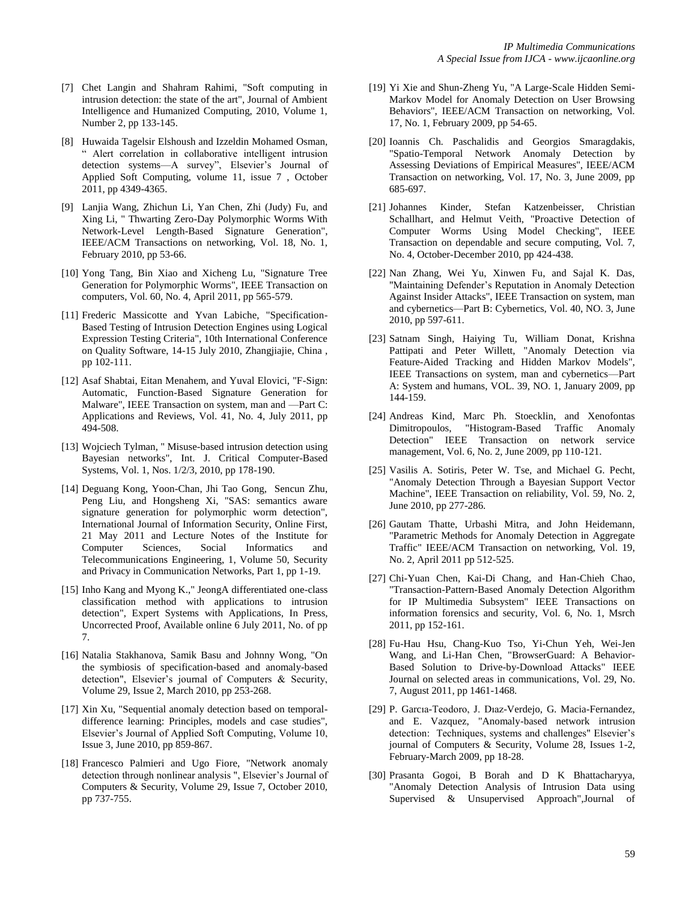[7] Chet Langin and Shahram Rahimi, "Soft computing in intrusion detection: the state of the art", Journal of Ambient Intelligence and Humanized Computing, 2010, Volume 1, Number 2, pp 133-145.

[8] Huwaida Tagelsir Elshoush and Izzeldin Mohamed Osman, " Alert correlation in collaborative intelligent intrusion detection systems—A survey", Elsevier's Journal of Applied Soft Computing, volume 11, issue 7 , October 2011, pp 4349-4365.

[9] Lanjia Wang, Zhichun Li, Yan Chen, Zhi (Judy) Fu, and Xing Li, " Thwarting Zero-Day Polymorphic Worms With Network-Level Length-Based Signature Generation", IEEE/ACM Transactions on networking, Vol. 18, No. 1, February 2010, pp 53-66.

[10] Yong Tang, Bin Xiao and Xicheng Lu, "Signature Tree Generation for Polymorphic Worms", IEEE Transaction on computers, Vol. 60, No. 4, April 2011, pp 565-579.

[11] Frederic Massicotte and Yvan Labiche, "Specification-Based Testing of Intrusion Detection Engines using Logical Expression Testing Criteria", 10th International Conference on Quality Software, 14-15 July 2010, Zhangjiajie, China , pp 102-111.

[12] Asaf Shabtai, Eitan Menahem, and Yuval Elovici, "F-Sign: Automatic, Function-Based Signature Generation for Malware", IEEE Transaction on system, man and —Part C: Applications and Reviews, Vol. 41, No. 4, July 2011, pp 494-508.

[13] Wojciech Tylman, " Misuse-based intrusion detection using Bayesian networks", Int. J. Critical Computer-Based Systems, Vol. 1, Nos. 1/2/3, 2010, pp 178-190.

[14] Deguang Kong, Yoon-Chan, Jhi Tao Gong, Sencun Zhu, Peng Liu, and Hongsheng Xi, "SAS: semantics aware signature generation for polymorphic worm detection", International Journal of Information Security, Online First, 21 May 2011 and Lecture Notes of the Institute for Computer Sciences, Social Informatics and Telecommunications Engineering, 1, Volume 50, Security and Privacy in Communication Networks, Part 1, pp 1-19.

[15] Inho Kang and Myong K.," JeongA differentiated one-class classification method with applications to intrusion detection", Expert Systems with Applications, In Press, Uncorrected Proof, Available online 6 July 2011, No. of pp 7.

[16] Natalia Stakhanova, Samik Basu and Johnny Wong, "On the symbiosis of specification-based and anomaly-based detection", Elsevier's journal of Computers & Security, Volume 29, Issue 2, March 2010, pp 253-268.

[17] Xin Xu, "Sequential anomaly detection based on temporal-difference learning: Principles, models and case studies", Elsevier's Journal of Applied Soft Computing, Volume 10, Issue 3, June 2010, pp 859-867.

[18] Francesco Palmieri and Ugo Fiore, "Network anomaly detection through nonlinear analysis ", Elsevier's Journal of Computers & Security, Volume 29, Issue 7, October 2010, pp 737-755.

[19] Yi Xie and Shun-Zheng Yu, "A Large-Scale Hidden Semi-Markov Model for Anomaly Detection on User Browsing Behaviors", IEEE/ACM Transaction on networking, Vol. 17, No. 1, February 2009, pp 54-65.

[20] Ioannis Ch. Paschalidis and Georgios Smaragdakis, "Spatio-Temporal Network Anomaly Detection by Assessing Deviations of Empirical Measures", IEEE/ACM Transaction on networking, Vol. 17, No. 3, June 2009, pp 685-697.

[21] Johannes Kinder, Stefan Katzenbeisser, Christian Schallhart, and Helmut Veith, "Proactive Detection of Computer Worms Using Model Checking", IEEE Transaction on dependable and secure computing, Vol. 7, No. 4, October-December 2010, pp 424-438.

[22] Nan Zhang, Wei Yu, Xinwen Fu, and Sajal K. Das, "Maintaining Defender's Reputation in Anomaly Detection Against Insider Attacks", IEEE Transaction on system, man and cybernetics—Part B: Cybernetics, Vol. 40, NO. 3, June 2010, pp 597-611.

[23] Satnam Singh, Haiying Tu, William Donat, Krishna Pattipati and Peter Willett, "Anomaly Detection via Feature-Aided Tracking and Hidden Markov Models", IEEE Transactions on system, man and cybernetics—Part A: System and humans, VOL. 39, NO. 1, January 2009, pp 144-159.

[24] Andreas Kind, Marc Ph. Stoecklin, and Xenofontas Dimitropoulos, "Histogram-Based Traffic Anomaly Detection" IEEE Transaction on network service management, Vol. 6, No. 2, June 2009, pp 110-121.

[25] Vasilis A. Sotiris, Peter W. Tse, and Michael G. Pecht, "Anomaly Detection Through a Bayesian Support Vector Machine", IEEE Transaction on reliability, Vol. 59, No. 2, June 2010, pp 277-286.

[26] Gautam Thatte, Urbashi Mitra, and John Heidemann, "Parametric Methods for Anomaly Detection in Aggregate Traffic" IEEE/ACM Transaction on networking, Vol. 19, No. 2, April 2011 pp 512-525.

[27] Chi-Yuan Chen, Kai-Di Chang, and Han-Chieh Chao, "Transaction-Pattern-Based Anomaly Detection Algorithm for IP Multimedia Subsystem" IEEE Transactions on information forensics and security, Vol. 6, No. 1, Msrch 2011, pp 152-161.

[28] Fu-Hau Hsu, Chang-Kuo Tso, Yi-Chun Yeh, Wei-Jen Wang, and Li-Han Chen, "BrowserGuard: A Behavior-Based Solution to Drive-by-Download Attacks" IEEE Journal on selected areas in communications, Vol. 29, No. 7, August 2011, pp 1461-1468.

[29] P. Garcıa-Teodoro, J. Dıaz-Verdejo, G. Macia-Fernandez, and E. Vazquez, "Anomaly-based network intrusion detection: Techniques, systems and challenges" Elsevier's journal of Computers & Security, Volume 28, Issues 1-2, February-March 2009, pp 18-28.

[30] Prasanta Gogoi, B Borah and D K Bhattacharyya, "Anomaly Detection Analysis of Intrusion Data using Supervised & Unsupervised Approach",Journal of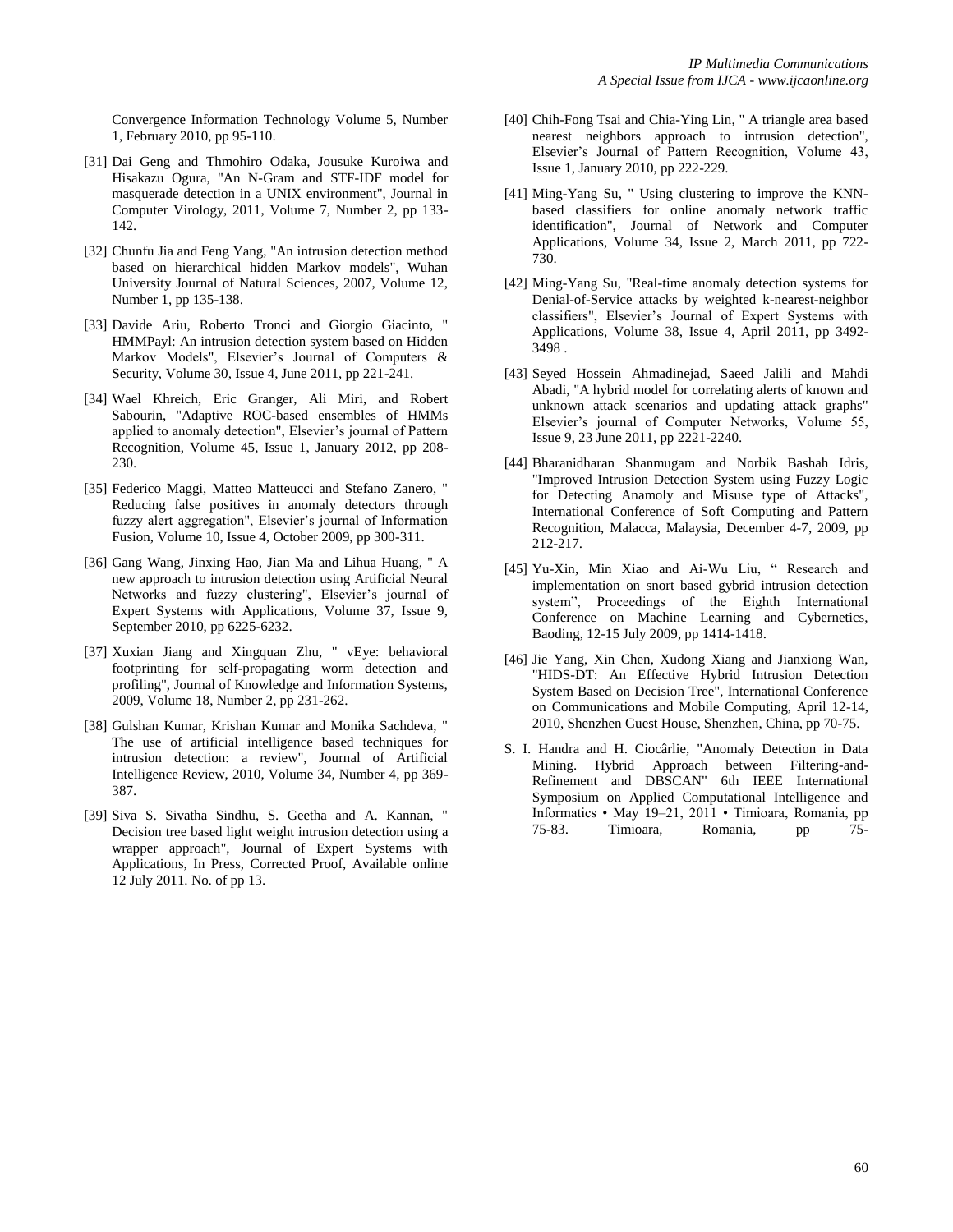Convergence Information Technology Volume 5, Number 1, February 2010, pp 95-110.

[31] Dai Geng and Thmohiro Odaka, Jousuke Kuroiwa and Hisakazu Ogura, "An N-Gram and STF-IDF model for masquerade detection in a UNIX environment", Journal in Computer Virology, 2011, Volume 7, Number 2, pp 133-142.

[32] Chunfu Jia and Feng Yang, "An intrusion detection method based on hierarchical hidden Markov models", Wuhan University Journal of Natural Sciences, 2007, Volume 12, Number 1, pp 135-138.

[33] Davide Ariu, Roberto Tronci and Giorgio Giacinto, " HMMPayl: An intrusion detection system based on Hidden Markov Models", Elsevier's Journal of Computers & Security, Volume 30, Issue 4, June 2011, pp 221-241.

[34] Wael Khreich, Eric Granger, Ali Miri, and Robert Sabourin, "Adaptive ROC-based ensembles of HMMs applied to anomaly detection", Elsevier's journal of Pattern Recognition, Volume 45, Issue 1, January 2012, pp 208-230.

[35] Federico Maggi, Matteo Matteucci and Stefano Zanero, " Reducing false positives in anomaly detectors through fuzzy alert aggregation", Elsevier's journal of Information Fusion, Volume 10, Issue 4, October 2009, pp 300-311.

[36] Gang Wang, Jinxing Hao, Jian Ma and Lihua Huang, " A new approach to intrusion detection using Artificial Neural Networks and fuzzy clustering", Elsevier's journal of Expert Systems with Applications, Volume 37, Issue 9, September 2010, pp 6225-6232.

[37] Xuxian Jiang and Xingquan Zhu, " vEye: behavioral footprinting for self-propagating worm detection and profiling", Journal of Knowledge and Information Systems, 2009, Volume 18, Number 2, pp 231-262.

[38] Gulshan Kumar, Krishan Kumar and Monika Sachdeva, " The use of artificial intelligence based techniques for intrusion detection: a review", Journal of Artificial Intelligence Review, 2010, Volume 34, Number 4, pp 369-387.

[39] Siva S. Sivatha Sindhu, S. Geetha and A. Kannan, " Decision tree based light weight intrusion detection using a wrapper approach", Journal of Expert Systems with Applications, In Press, Corrected Proof, Available online 12 July 2011. No. of pp 13.

[40] Chih-Fong Tsai and Chia-Ying Lin, " A triangle area based nearest neighbors approach to intrusion detection", Elsevier's Journal of Pattern Recognition, Volume 43, Issue 1, January 2010, pp 222-229.

[41] Ming-Yang Su, " Using clustering to improve the KNN-based classifiers for online anomaly network traffic identification", Journal of Network and Computer Applications, Volume 34, Issue 2, March 2011, pp 722-730.

[42] Ming-Yang Su, "Real-time anomaly detection systems for Denial-of-Service attacks by weighted k-nearest-neighbor classifiers", Elsevier's Journal of Expert Systems with Applications, Volume 38, Issue 4, April 2011, pp 3492-3498 .

[43] Seyed Hossein Ahmadinejad, Saeed Jalili and Mahdi Abadi, "A hybrid model for correlating alerts of known and unknown attack scenarios and updating attack graphs" Elsevier's journal of Computer Networks, Volume 55, Issue 9, 23 June 2011, pp 2221-2240.

[44] Bharanidharan Shanmugam and Norbik Bashah Idris, "Improved Intrusion Detection System using Fuzzy Logic for Detecting Anamoly and Misuse type of Attacks", International Conference of Soft Computing and Pattern Recognition, Malacca, Malaysia, December 4-7, 2009, pp 212-217.

[45] Yu-Xin, Min Xiao and Ai-Wu Liu, " Research and implementation on snort based gybrid intrusion detection system", Proceedings of the Eighth International Conference on Machine Learning and Cybernetics, Baoding, 12-15 July 2009, pp 1414-1418.

[46] Jie Yang, Xin Chen, Xudong Xiang and Jianxiong Wan, "HIDS-DT: An Effective Hybrid Intrusion Detection System Based on Decision Tree", International Conference on Communications and Mobile Computing, April 12-14, 2010, Shenzhen Guest House, Shenzhen, China, pp 70-75.

S. I. Handra and H. Ciocârlie, "Anomaly Detection in Data Mining. Hybrid Approach between Filtering-and-Refinement and DBSCAN" 6th IEEE International Symposium on Applied Computational Intelligence and Informatics • May 19–21, 2011 • Timioara, Romania, pp 75-83. Timioara, Romania, pp 75-